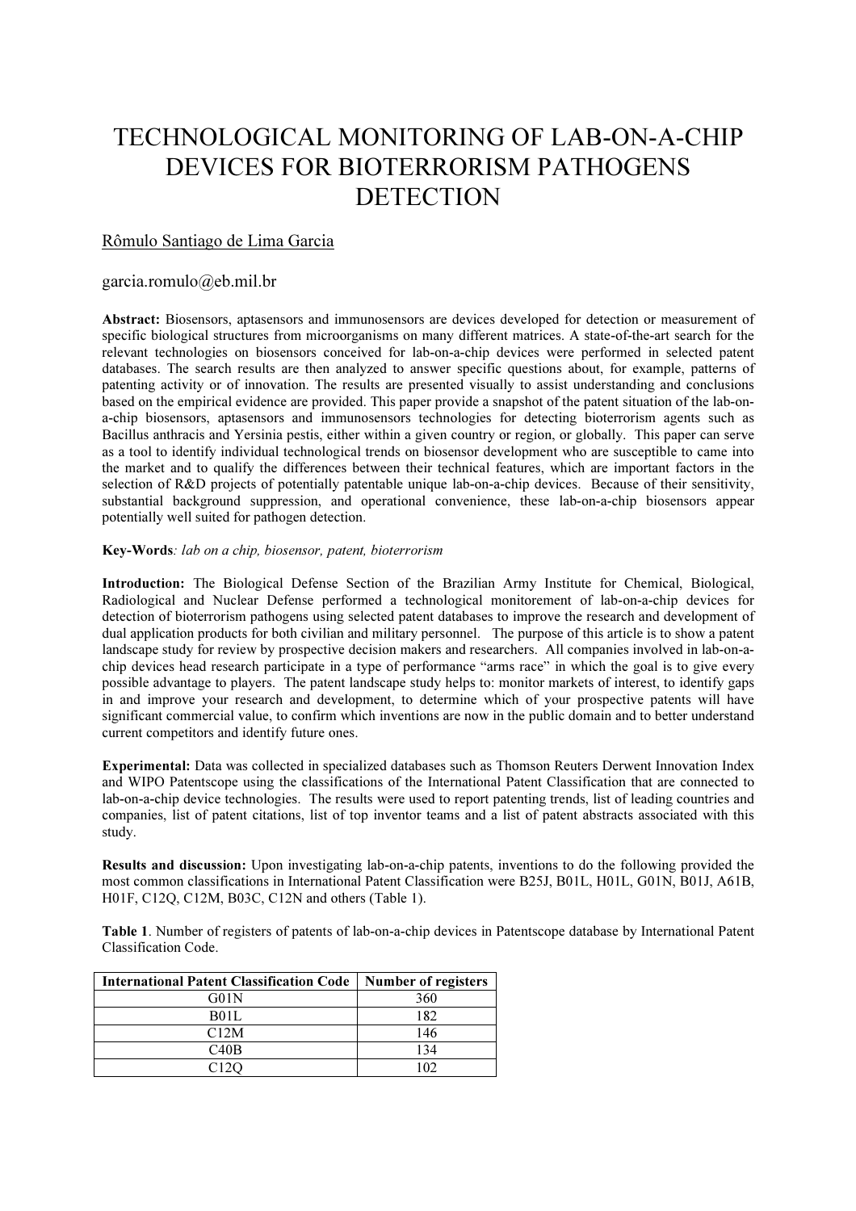# TECHNOLOGICAL MONITORING OF LAB-ON-A-CHIP DEVICES FOR BIOTERRORISM PATHOGENS DETECTION

Rômulo Santiago de Lima Garcia

garcia.romulo@eb.mil.br

**Abstract:** Biosensors, aptasensors and immunosensors are devices developed for detection or measurement of specific biological structures from microorganisms on many different matrices. A state-of-the-art search for the relevant technologies on biosensors conceived for lab-on-a-chip devices were performed in selected patent databases. The search results are then analyzed to answer specific questions about, for example, patterns of patenting activity or of innovation. The results are presented visually to assist understanding and conclusions based on the empirical evidence are provided. This paper provide a snapshot of the patent situation of the lab-on-a-chip biosensors, aptasensors and immunosensors technologies for detecting bioterrorism agents such as Bacillus anthracis and Yersinia pestis, either within a given country or region, or globally. This paper can serve as a tool to identify individual technological trends on biosensor development who are susceptible to came into the market and to qualify the differences between their technical features, which are important factors in the selection of R&D projects of potentially patentable unique lab-on-a-chip devices. Because of their sensitivity, substantial background suppression, and operational convenience, these lab-on-a-chip biosensors appear potentially well suited for pathogen detection.

**Key-Words**: *lab on a chip, biosensor, patent, bioterrorism*

**Introduction:** The Biological Defense Section of the Brazilian Army Institute for Chemical, Biological, Radiological and Nuclear Defense performed a technological monitorement of lab-on-a-chip devices for detection of bioterrorism pathogens using selected patent databases to improve the research and development of dual application products for both civilian and military personnel. The purpose of this article is to show a patent landscape study for review by prospective decision makers and researchers. All companies involved in lab-on-a-chip devices head research participate in a type of performance "arms race" in which the goal is to give every possible advantage to players. The patent landscape study helps to: monitor markets of interest, to identify gaps in and improve your research and development, to determine which of your prospective patents will have significant commercial value, to confirm which inventions are now in the public domain and to better understand current competitors and identify future ones.

**Experimental:** Data was collected in specialized databases such as Thomson Reuters Derwent Innovation Index and WIPO Patentscope using the classifications of the International Patent Classification that are connected to lab-on-a-chip device technologies. The results were used to report patenting trends, list of leading countries and companies, list of patent citations, list of top inventor teams and a list of patent abstracts associated with this study.

**Results and discussion:** Upon investigating lab-on-a-chip patents, inventions to do the following provided the most common classifications in International Patent Classification were B25J, B01L, H01L, G01N, B01J, A61B, H01F, C12Q, C12M, B03C, C12N and others (Table 1).

**Table 1**. Number of registers of patents of lab-on-a-chip devices in Patentscope database by International Patent Classification Code.

| International Patent Classification Code | Number of registers |
|---|---|
| G01N | 360 |
| B01L | 182 |
| C12M | 146 |
| C40B | 134 |
| C12Q | 102 |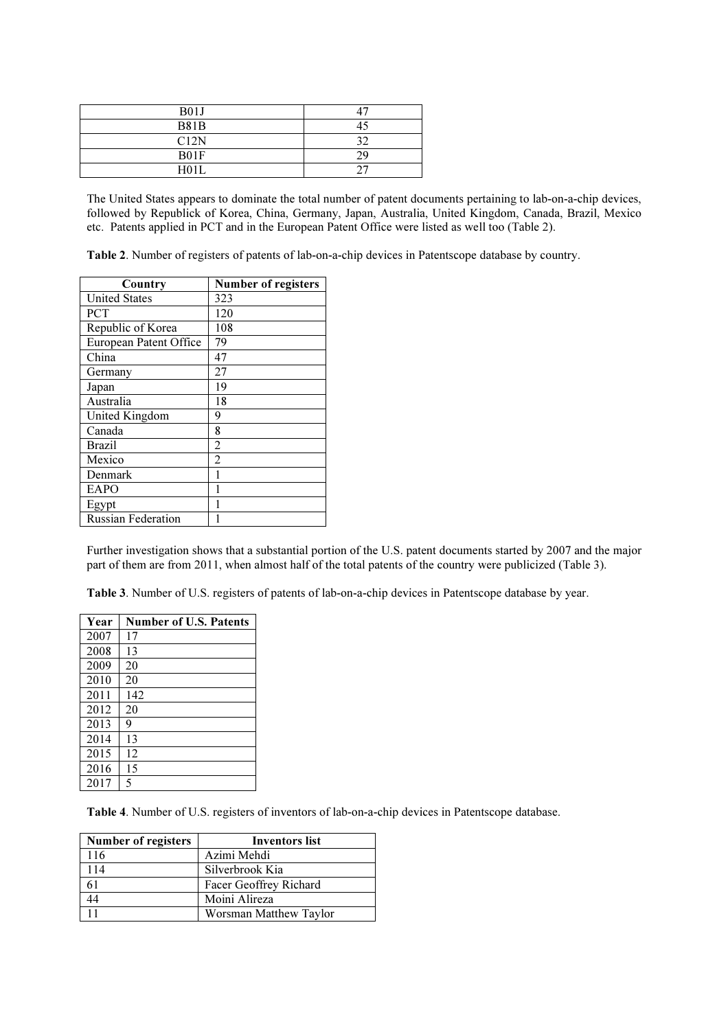| B01J | 47 |
| --- | --- |
| B81B | 45 |
| C12N | 32 |
| B01F | 29 |
| H01L | 27 |

The United States appears to dominate the total number of patent documents pertaining to lab-on-a-chip devices, followed by Republick of Korea, China, Germany, Japan, Australia, United Kingdom, Canada, Brazil, Mexico etc. Patents applied in PCT and in the European Patent Office were listed as well too (Table 2).

**Table 2**. Number of registers of patents of lab-on-a-chip devices in Patentscope database by country.

| Country | Number of registers |
| --- | --- |
| United States | 323 |
| PCT | 120 |
| Republic of Korea | 108 |
| European Patent Office | 79 |
| China | 47 |
| Germany | 27 |
| Japan | 19 |
| Australia | 18 |
| United Kingdom | 9 |
| Canada | 8 |
| Brazil | 2 |
| Mexico | 2 |
| Denmark | 1 |
| EAPO | 1 |
| Egypt | 1 |
| Russian Federation | 1 |

Further investigation shows that a substantial portion of the U.S. patent documents started by 2007 and the major part of them are from 2011, when almost half of the total patents of the country were publicized (Table 3).

**Table 3**. Number of U.S. registers of patents of lab-on-a-chip devices in Patentscope database by year.

| Year | Number of U.S. Patents |
| --- | --- |
| 2007 | 17 |
| 2008 | 13 |
| 2009 | 20 |
| 2010 | 20 |
| 2011 | 142 |
| 2012 | 20 |
| 2013 | 9 |
| 2014 | 13 |
| 2015 | 12 |
| 2016 | 15 |
| 2017 | 5 |

**Table 4**. Number of U.S. registers of inventors of lab-on-a-chip devices in Patentscope database.

| Number of registers | Inventors list |
| --- | --- |
| 116 | Azimi Mehdi |
| 114 | Silverbrook Kia |
| 61 | Facer Geoffrey Richard |
| 44 | Moini Alireza |
| 11 | Worsman Matthew Taylor |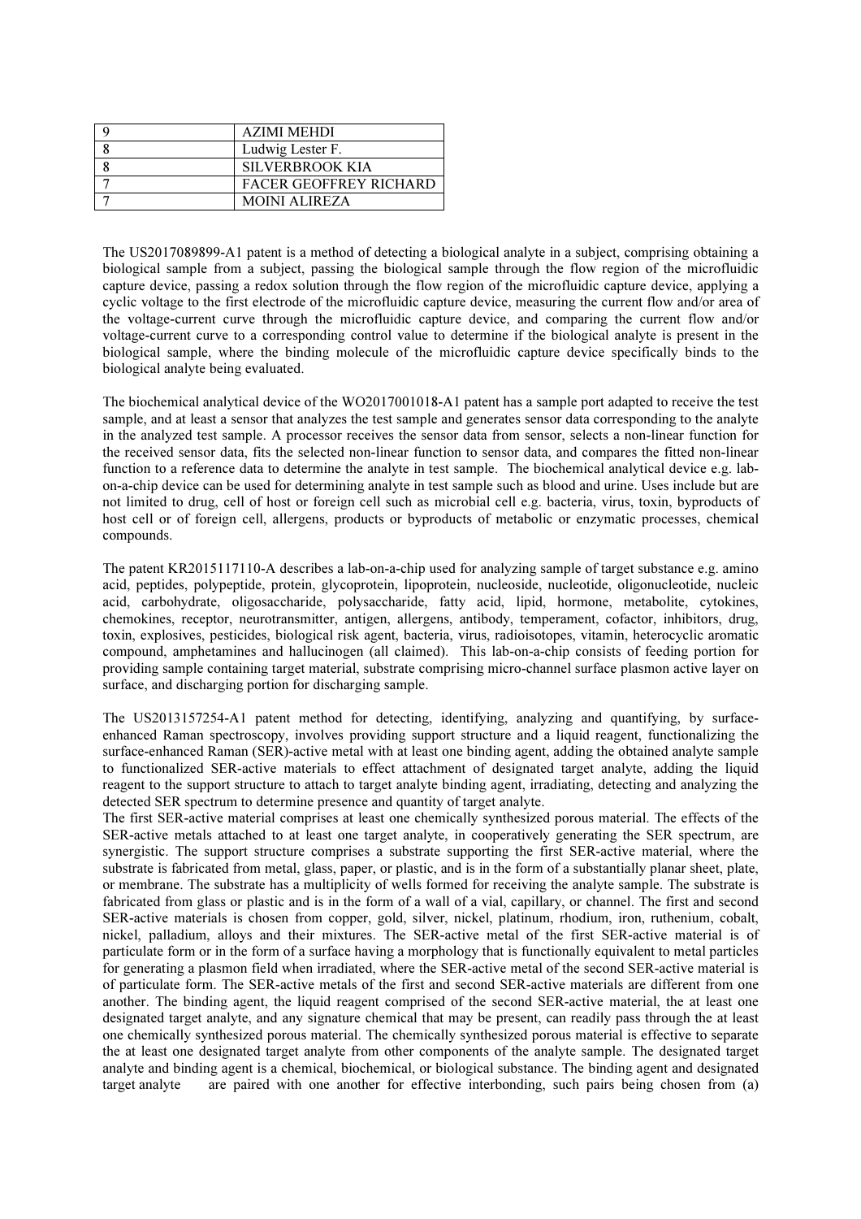| 9 | AZIMI MEHDI |
|---|---|
| 8 | Ludwig Lester F. |
| 8 | SILVERBROOK KIA |
| 7 | FACER GEOFFREY RICHARD |
| 7 | MOINI ALIREZA |

The US2017089899-A1 patent is a method of detecting a biological analyte in a subject, comprising obtaining a biological sample from a subject, passing the biological sample through the flow region of the microfluidic capture device, passing a redox solution through the flow region of the microfluidic capture device, applying a cyclic voltage to the first electrode of the microfluidic capture device, measuring the current flow and/or area of the voltage-current curve through the microfluidic capture device, and comparing the current flow and/or voltage-current curve to a corresponding control value to determine if the biological analyte is present in the biological sample, where the binding molecule of the microfluidic capture device specifically binds to the biological analyte being evaluated.

The biochemical analytical device of the WO2017001018-A1 patent has a sample port adapted to receive the test sample, and at least a sensor that analyzes the test sample and generates sensor data corresponding to the analyte in the analyzed test sample. A processor receives the sensor data from sensor, selects a non-linear function for the received sensor data, fits the selected non-linear function to sensor data, and compares the fitted non-linear function to a reference data to determine the analyte in test sample. The biochemical analytical device e.g. lab-on-a-chip device can be used for determining analyte in test sample such as blood and urine. Uses include but are not limited to drug, cell of host or foreign cell such as microbial cell e.g. bacteria, virus, toxin, byproducts of host cell or of foreign cell, allergens, products or byproducts of metabolic or enzymatic processes, chemical compounds.

The patent KR2015117110-A describes a lab-on-a-chip used for analyzing sample of target substance e.g. amino acid, peptides, polypeptide, protein, glycoprotein, lipoprotein, nucleoside, nucleotide, oligonucleotide, nucleic acid, carbohydrate, oligosaccharide, polysaccharide, fatty acid, lipid, hormone, metabolite, cytokines, chemokines, receptor, neurotransmitter, antigen, allergens, antibody, temperament, cofactor, inhibitors, drug, toxin, explosives, pesticides, biological risk agent, bacteria, virus, radioisotopes, vitamin, heterocyclic aromatic compound, amphetamines and hallucinogen (all claimed). This lab-on-a-chip consists of feeding portion for providing sample containing target material, substrate comprising micro-channel surface plasmon active layer on surface, and discharging portion for discharging sample.

The US2013157254-A1 patent method for detecting, identifying, analyzing and quantifying, by surface-enhanced Raman spectroscopy, involves providing support structure and a liquid reagent, functionalizing the surface-enhanced Raman (SER)-active metal with at least one binding agent, adding the obtained analyte sample to functionalized SER-active materials to effect attachment of designated target analyte, adding the liquid reagent to the support structure to attach to target analyte binding agent, irradiating, detecting and analyzing the detected SER spectrum to determine presence and quantity of target analyte.
The first SER-active material comprises at least one chemically synthesized porous material. The effects of the SER-active metals attached to at least one target analyte, in cooperatively generating the SER spectrum, are synergistic. The support structure comprises a substrate supporting the first SER-active material, where the substrate is fabricated from metal, glass, paper, or plastic, and is in the form of a substantially planar sheet, plate, or membrane. The substrate has a multiplicity of wells formed for receiving the analyte sample. The substrate is fabricated from glass or plastic and is in the form of a wall of a vial, capillary, or channel. The first and second SER-active materials is chosen from copper, gold, silver, nickel, platinum, rhodium, iron, ruthenium, cobalt, nickel, palladium, alloys and their mixtures. The SER-active metal of the first SER-active material is of particulate form or in the form of a surface having a morphology that is functionally equivalent to metal particles for generating a plasmon field when irradiated, where the SER-active metal of the second SER-active material is of particulate form. The SER-active metals of the first and second SER-active materials are different from one another. The binding agent, the liquid reagent comprised of the second SER-active material, the at least one designated target analyte, and any signature chemical that may be present, can readily pass through the at least one chemically synthesized porous material. The chemically synthesized porous material is effective to separate the at least one designated target analyte from other components of the analyte sample. The designated target analyte and binding agent is a chemical, biochemical, or biological substance. The binding agent and designated target analyte are paired with one another for effective interbonding, such pairs being chosen from (a)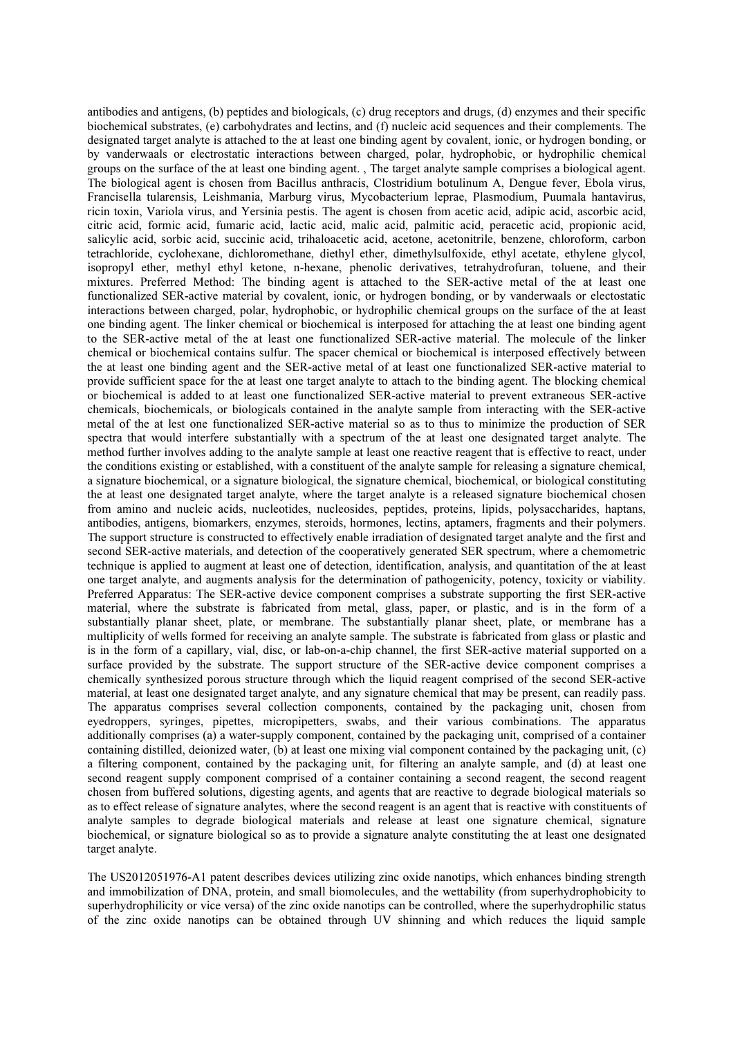antibodies and antigens, (b) peptides and biologicals, (c) drug receptors and drugs, (d) enzymes and their specific biochemical substrates, (e) carbohydrates and lectins, and (f) nucleic acid sequences and their complements. The designated target analyte is attached to the at least one binding agent by covalent, ionic, or hydrogen bonding, or by vanderwaals or electrostatic interactions between charged, polar, hydrophobic, or hydrophilic chemical groups on the surface of the at least one binding agent. , The target analyte sample comprises a biological agent. The biological agent is chosen from Bacillus anthracis, Clostridium botulinum A, Dengue fever, Ebola virus, Francisella tularensis, Leishmania, Marburg virus, Mycobacterium leprae, Plasmodium, Puumala hantavirus, ricin toxin, Variola virus, and Yersinia pestis. The agent is chosen from acetic acid, adipic acid, ascorbic acid, citric acid, formic acid, fumaric acid, lactic acid, malic acid, palmitic acid, peracetic acid, propionic acid, salicylic acid, sorbic acid, succinic acid, trihaloacetic acid, acetone, acetonitrile, benzene, chloroform, carbon tetrachloride, cyclohexane, dichloromethane, diethyl ether, dimethylsulfoxide, ethyl acetate, ethylene glycol, isopropyl ether, methyl ethyl ketone, n-hexane, phenolic derivatives, tetrahydrofuran, toluene, and their mixtures. Preferred Method: The binding agent is attached to the SER-active metal of the at least one functionalized SER-active material by covalent, ionic, or hydrogen bonding, or by vanderwaals or electostatic interactions between charged, polar, hydrophobic, or hydrophilic chemical groups on the surface of the at least one binding agent. The linker chemical or biochemical is interposed for attaching the at least one binding agent to the SER-active metal of the at least one functionalized SER-active material. The molecule of the linker chemical or biochemical contains sulfur. The spacer chemical or biochemical is interposed effectively between the at least one binding agent and the SER-active metal of at least one functionalized SER-active material to provide sufficient space for the at least one target analyte to attach to the binding agent. The blocking chemical or biochemical is added to at least one functionalized SER-active material to prevent extraneous SER-active chemicals, biochemicals, or biologicals contained in the analyte sample from interacting with the SER-active metal of the at lest one functionalized SER-active material so as to thus to minimize the production of SER spectra that would interfere substantially with a spectrum of the at least one designated target analyte. The method further involves adding to the analyte sample at least one reactive reagent that is effective to react, under the conditions existing or established, with a constituent of the analyte sample for releasing a signature chemical, a signature biochemical, or a signature biological, the signature chemical, biochemical, or biological constituting the at least one designated target analyte, where the target analyte is a released signature biochemical chosen from amino and nucleic acids, nucleotides, nucleosides, peptides, proteins, lipids, polysaccharides, haptans, antibodies, antigens, biomarkers, enzymes, steroids, hormones, lectins, aptamers, fragments and their polymers. The support structure is constructed to effectively enable irradiation of designated target analyte and the first and second SER-active materials, and detection of the cooperatively generated SER spectrum, where a chemometric technique is applied to augment at least one of detection, identification, analysis, and quantitation of the at least one target analyte, and augments analysis for the determination of pathogenicity, potency, toxicity or viability. Preferred Apparatus: The SER-active device component comprises a substrate supporting the first SER-active material, where the substrate is fabricated from metal, glass, paper, or plastic, and is in the form of a substantially planar sheet, plate, or membrane. The substantially planar sheet, plate, or membrane has a multiplicity of wells formed for receiving an analyte sample. The substrate is fabricated from glass or plastic and is in the form of a capillary, vial, disc, or lab-on-a-chip channel, the first SER-active material supported on a surface provided by the substrate. The support structure of the SER-active device component comprises a chemically synthesized porous structure through which the liquid reagent comprised of the second SER-active material, at least one designated target analyte, and any signature chemical that may be present, can readily pass. The apparatus comprises several collection components, contained by the packaging unit, chosen from eyedroppers, syringes, pipettes, micropipetters, swabs, and their various combinations. The apparatus additionally comprises (a) a water-supply component, contained by the packaging unit, comprised of a container containing distilled, deionized water, (b) at least one mixing vial component contained by the packaging unit, (c) a filtering component, contained by the packaging unit, for filtering an analyte sample, and (d) at least one second reagent supply component comprised of a container containing a second reagent, the second reagent chosen from buffered solutions, digesting agents, and agents that are reactive to degrade biological materials so as to effect release of signature analytes, where the second reagent is an agent that is reactive with constituents of analyte samples to degrade biological materials and release at least one signature chemical, signature biochemical, or signature biological so as to provide a signature analyte constituting the at least one designated target analyte.

The US2012051976-A1 patent describes devices utilizing zinc oxide nanotips, which enhances binding strength and immobilization of DNA, protein, and small biomolecules, and the wettability (from superhydrophobicity to superhydrophilicity or vice versa) of the zinc oxide nanotips can be controlled, where the superhydrophilic status of the zinc oxide nanotips can be obtained through UV shinning and which reduces the liquid sample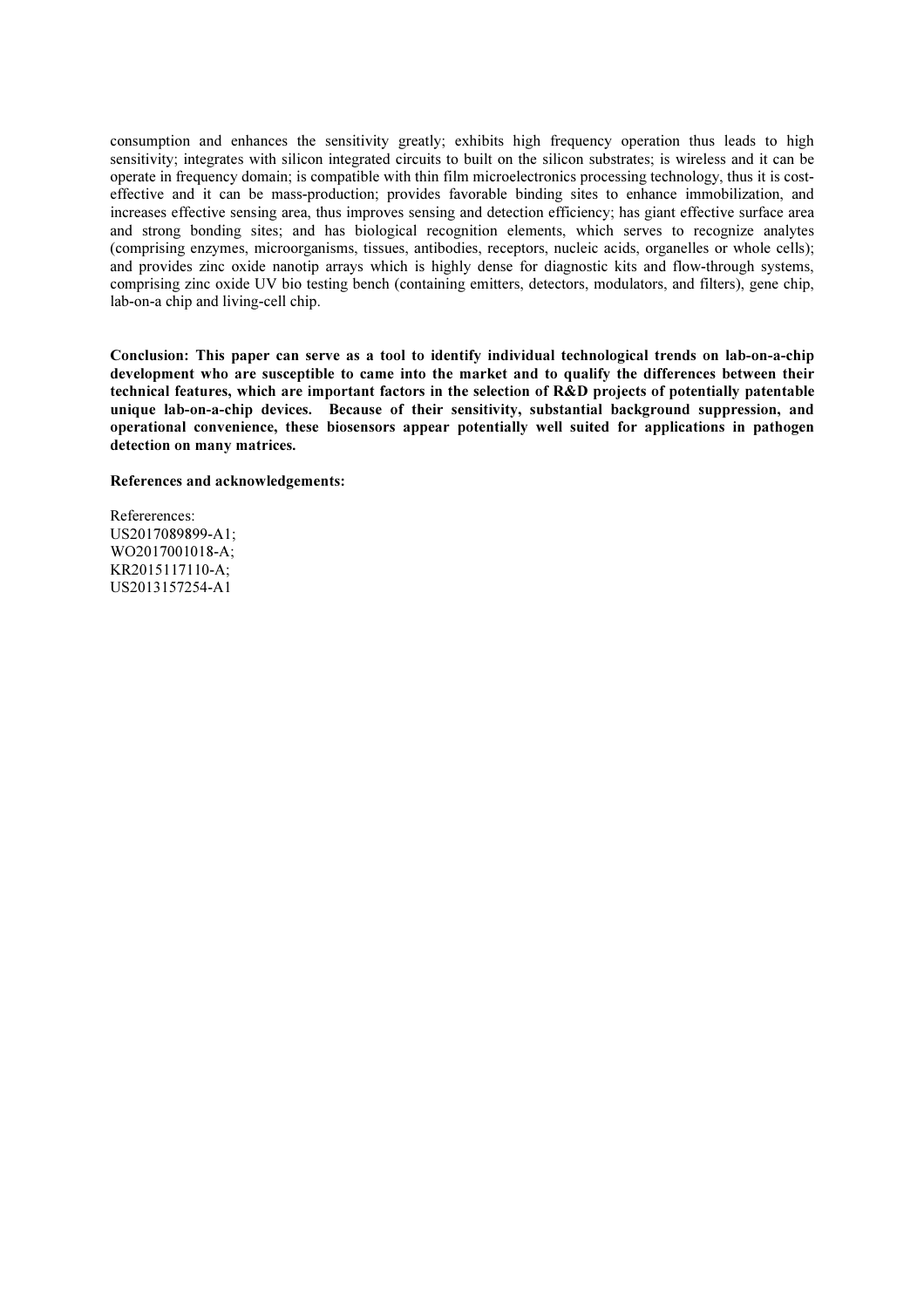consumption and enhances the sensitivity greatly; exhibits high frequency operation thus leads to high sensitivity; integrates with silicon integrated circuits to built on the silicon substrates; is wireless and it can be operate in frequency domain; is compatible with thin film microelectronics processing technology, thus it is cost-effective and it can be mass-production; provides favorable binding sites to enhance immobilization, and increases effective sensing area, thus improves sensing and detection efficiency; has giant effective surface area and strong bonding sites; and has biological recognition elements, which serves to recognize analytes (comprising enzymes, microorganisms, tissues, antibodies, receptors, nucleic acids, organelles or whole cells); and provides zinc oxide nanotip arrays which is highly dense for diagnostic kits and flow-through systems, comprising zinc oxide UV bio testing bench (containing emitters, detectors, modulators, and filters), gene chip, lab-on-a chip and living-cell chip.

**Conclusion: This paper can serve as a tool to identify individual technological trends on lab-on-a-chip development who are susceptible to came into the market and to qualify the differences between their technical features, which are important factors in the selection of R&D projects of potentially patentable unique lab-on-a-chip devices. Because of their sensitivity, substantial background suppression, and operational convenience, these biosensors appear potentially well suited for applications in pathogen detection on many matrices.**

**References and acknowledgements:**

Refererences:
US2017089899-A1;
WO2017001018-A;
KR2015117110-A;
US2013157254-A1